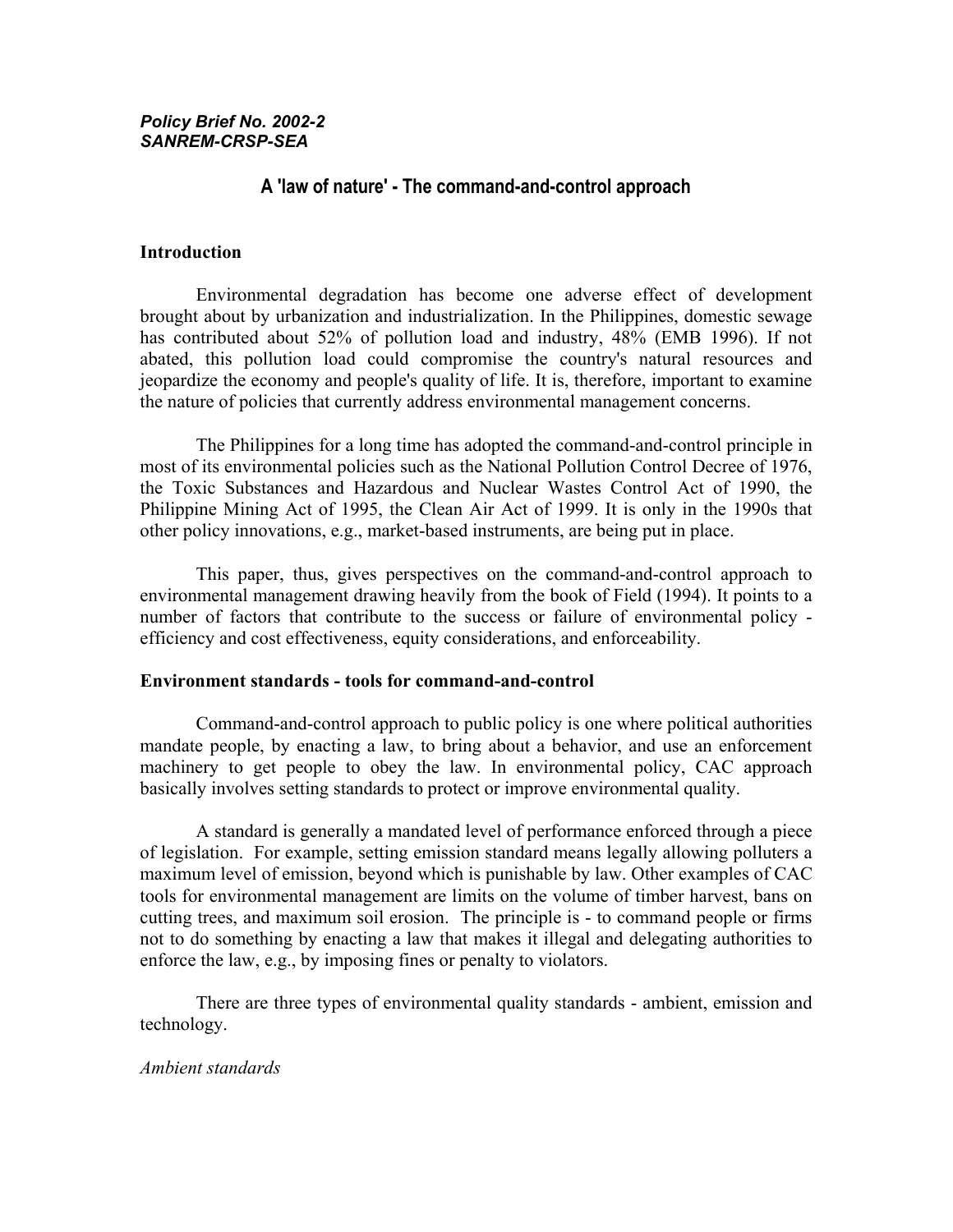***Policy Brief No. 2002-2***
***SANREM-CRSP-SEA***

# A 'law of nature' - The command-and-control approach

## Introduction

Environmental degradation has become one adverse effect of development brought about by urbanization and industrialization. In the Philippines, domestic sewage has contributed about 52% of pollution load and industry, 48% (EMB 1996). If not abated, this pollution load could compromise the country's natural resources and jeopardize the economy and people's quality of life. It is, therefore, important to examine the nature of policies that currently address environmental management concerns.

The Philippines for a long time has adopted the command-and-control principle in most of its environmental policies such as the National Pollution Control Decree of 1976, the Toxic Substances and Hazardous and Nuclear Wastes Control Act of 1990, the Philippine Mining Act of 1995, the Clean Air Act of 1999. It is only in the 1990s that other policy innovations, e.g., market-based instruments, are being put in place.

This paper, thus, gives perspectives on the command-and-control approach to environmental management drawing heavily from the book of Field (1994). It points to a number of factors that contribute to the success or failure of environmental policy - efficiency and cost effectiveness, equity considerations, and enforceability.

## Environment standards - tools for command-and-control

Command-and-control approach to public policy is one where political authorities mandate people, by enacting a law, to bring about a behavior, and use an enforcement machinery to get people to obey the law. In environmental policy, CAC approach basically involves setting standards to protect or improve environmental quality.

A standard is generally a mandated level of performance enforced through a piece of legislation. For example, setting emission standard means legally allowing polluters a maximum level of emission, beyond which is punishable by law. Other examples of CAC tools for environmental management are limits on the volume of timber harvest, bans on cutting trees, and maximum soil erosion. The principle is - to command people or firms not to do something by enacting a law that makes it illegal and delegating authorities to enforce the law, e.g., by imposing fines or penalty to violators.

There are three types of environmental quality standards - ambient, emission and technology.

### *Ambient standards*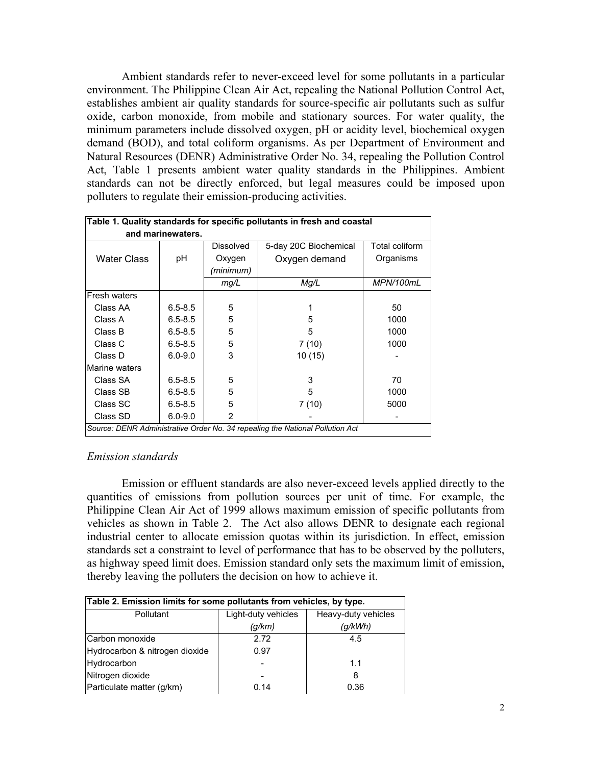Ambient standards refer to never-exceed level for some pollutants in a particular environment. The Philippine Clean Air Act, repealing the National Pollution Control Act, establishes ambient air quality standards for source-specific air pollutants such as sulfur oxide, carbon monoxide, from mobile and stationary sources. For water quality, the minimum parameters include dissolved oxygen, pH or acidity level, biochemical oxygen demand (BOD), and total coliform organisms. As per Department of Environment and Natural Resources (DENR) Administrative Order No. 34, repealing the Pollution Control Act, Table 1 presents ambient water quality standards in the Philippines. Ambient standards can not be directly enforced, but legal measures could be imposed upon polluters to regulate their emission-producing activities.

**Table 1. Quality standards for specific pollutants in fresh and coastal and marinewaters.**

| Water Class | pH | Dissolved Oxygen *(minimum)* | 5-day 20C Biochemical Oxygen demand | Total coliform Organisms |
|---|---|---|---|---|
| | | *mg/L* | *Mg/L* | *MPN/100mL* |
| Fresh waters | | | | |
| Class AA | 6.5-8.5 | 5 | 1 | 50 |
| Class A | 6.5-8.5 | 5 | 5 | 1000 |
| Class B | 6.5-8.5 | 5 | 5 | 1000 |
| Class C | 6.5-8.5 | 5 | 7 (10) | 1000 |
| Class D | 6.0-9.0 | 3 | 10 (15) | - |
| Marine waters | | | | |
| Class SA | 6.5-8.5 | 5 | 3 | 70 |
| Class SB | 6.5-8.5 | 5 | 5 | 1000 |
| Class SC | 6.5-8.5 | 5 | 7 (10) | 5000 |
| Class SD | 6.0-9.0 | 2 | - | - |

*Source: DENR Administrative Order No. 34 repealing the National Pollution Act*

*Emission standards*

Emission or effluent standards are also never-exceed levels applied directly to the quantities of emissions from pollution sources per unit of time. For example, the Philippine Clean Air Act of 1999 allows maximum emission of specific pollutants from vehicles as shown in Table 2. The Act also allows DENR to designate each regional industrial center to allocate emission quotas within its jurisdiction. In effect, emission standards set a constraint to level of performance that has to be observed by the polluters, as highway speed limit does. Emission standard only sets the maximum limit of emission, thereby leaving the polluters the decision on how to achieve it.

**Table 2. Emission limits for some pollutants from vehicles, by type.**

| Pollutant | Light-duty vehicles *(g/km)* | Heavy-duty vehicles *(g/kWh)* |
|---|---|---|
| Carbon monoxide | 2.72 | 4.5 |
| Hydrocarbon & nitrogen dioxide | 0.97 | |
| Hydrocarbon | - | 1.1 |
| Nitrogen dioxide | - | 8 |
| Particulate matter (g/km) | 0.14 | 0.36 |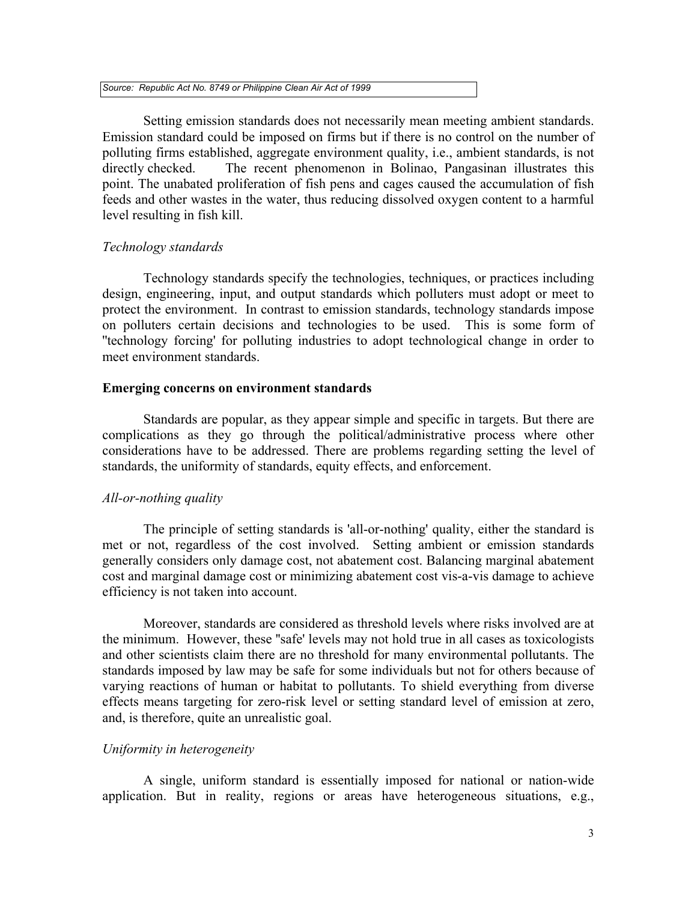Source: Republic Act No. 8749 or Philippine Clean Air Act of 1999

Setting emission standards does not necessarily mean meeting ambient standards. Emission standard could be imposed on firms but if there is no control on the number of polluting firms established, aggregate environment quality, i.e., ambient standards, is not directly checked. The recent phenomenon in Bolinao, Pangasinan illustrates this point. The unabated proliferation of fish pens and cages caused the accumulation of fish feeds and other wastes in the water, thus reducing dissolved oxygen content to a harmful level resulting in fish kill.

*Technology standards*

Technology standards specify the technologies, techniques, or practices including design, engineering, input, and output standards which polluters must adopt or meet to protect the environment. In contrast to emission standards, technology standards impose on polluters certain decisions and technologies to be used. This is some form of "technology forcing' for polluting industries to adopt technological change in order to meet environment standards.

**Emerging concerns on environment standards**

Standards are popular, as they appear simple and specific in targets. But there are complications as they go through the political/administrative process where other considerations have to be addressed. There are problems regarding setting the level of standards, the uniformity of standards, equity effects, and enforcement.

*All-or-nothing quality*

The principle of setting standards is 'all-or-nothing' quality, either the standard is met or not, regardless of the cost involved. Setting ambient or emission standards generally considers only damage cost, not abatement cost. Balancing marginal abatement cost and marginal damage cost or minimizing abatement cost vis-a-vis damage to achieve efficiency is not taken into account.

Moreover, standards are considered as threshold levels where risks involved are at the minimum. However, these "safe' levels may not hold true in all cases as toxicologists and other scientists claim there are no threshold for many environmental pollutants. The standards imposed by law may be safe for some individuals but not for others because of varying reactions of human or habitat to pollutants. To shield everything from diverse effects means targeting for zero-risk level or setting standard level of emission at zero, and, is therefore, quite an unrealistic goal.

*Uniformity in heterogeneity*

A single, uniform standard is essentially imposed for national or nation-wide application. But in reality, regions or areas have heterogeneous situations, e.g.,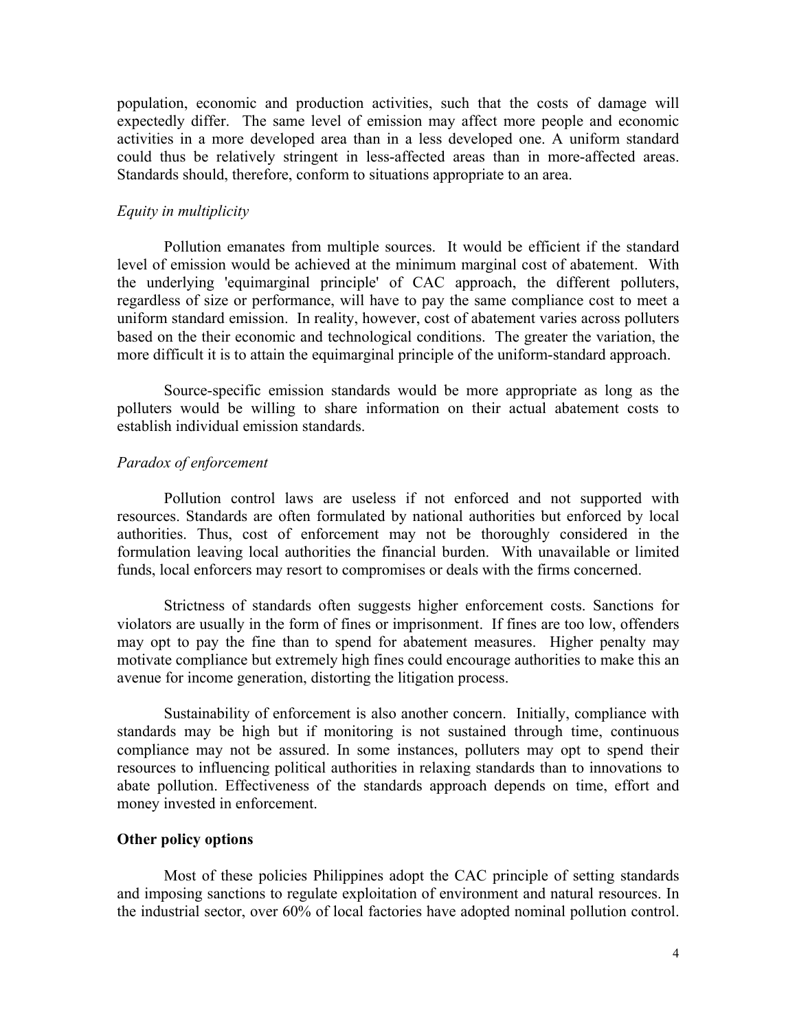population, economic and production activities, such that the costs of damage will expectedly differ. The same level of emission may affect more people and economic activities in a more developed area than in a less developed one. A uniform standard could thus be relatively stringent in less-affected areas than in more-affected areas. Standards should, therefore, conform to situations appropriate to an area.

*Equity in multiplicity*

Pollution emanates from multiple sources. It would be efficient if the standard level of emission would be achieved at the minimum marginal cost of abatement. With the underlying 'equimarginal principle' of CAC approach, the different polluters, regardless of size or performance, will have to pay the same compliance cost to meet a uniform standard emission. In reality, however, cost of abatement varies across polluters based on the their economic and technological conditions. The greater the variation, the more difficult it is to attain the equimarginal principle of the uniform-standard approach.

Source-specific emission standards would be more appropriate as long as the polluters would be willing to share information on their actual abatement costs to establish individual emission standards.

*Paradox of enforcement*

Pollution control laws are useless if not enforced and not supported with resources. Standards are often formulated by national authorities but enforced by local authorities. Thus, cost of enforcement may not be thoroughly considered in the formulation leaving local authorities the financial burden. With unavailable or limited funds, local enforcers may resort to compromises or deals with the firms concerned.

Strictness of standards often suggests higher enforcement costs. Sanctions for violators are usually in the form of fines or imprisonment. If fines are too low, offenders may opt to pay the fine than to spend for abatement measures. Higher penalty may motivate compliance but extremely high fines could encourage authorities to make this an avenue for income generation, distorting the litigation process.

Sustainability of enforcement is also another concern. Initially, compliance with standards may be high but if monitoring is not sustained through time, continuous compliance may not be assured. In some instances, polluters may opt to spend their resources to influencing political authorities in relaxing standards than to innovations to abate pollution. Effectiveness of the standards approach depends on time, effort and money invested in enforcement.

**Other policy options**

Most of these policies Philippines adopt the CAC principle of setting standards and imposing sanctions to regulate exploitation of environment and natural resources. In the industrial sector, over 60% of local factories have adopted nominal pollution control.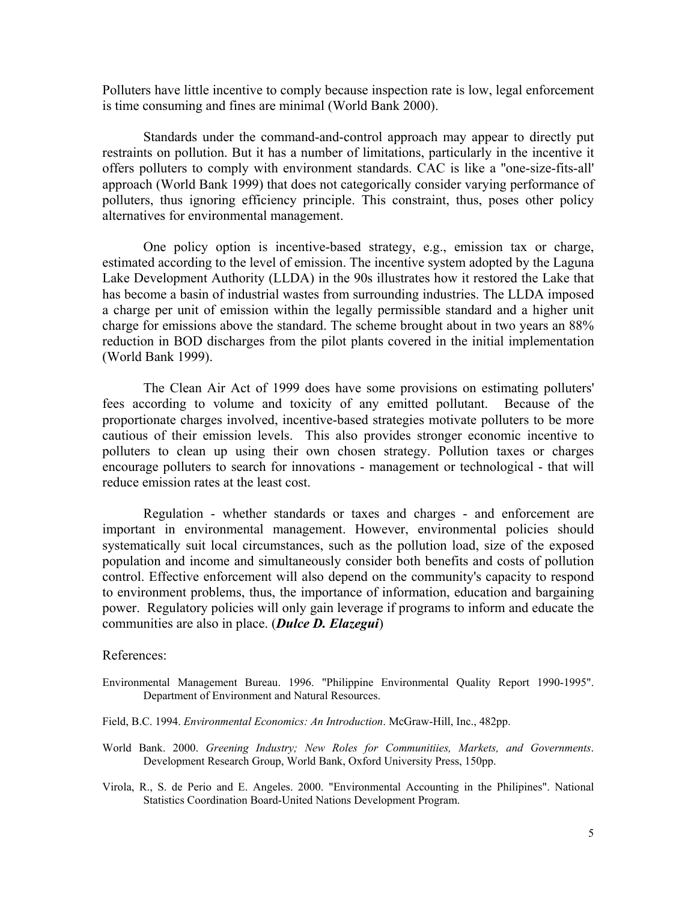Polluters have little incentive to comply because inspection rate is low, legal enforcement is time consuming and fines are minimal (World Bank 2000).

Standards under the command-and-control approach may appear to directly put restraints on pollution. But it has a number of limitations, particularly in the incentive it offers polluters to comply with environment standards. CAC is like a "one-size-fits-all' approach (World Bank 1999) that does not categorically consider varying performance of polluters, thus ignoring efficiency principle. This constraint, thus, poses other policy alternatives for environmental management.

One policy option is incentive-based strategy, e.g., emission tax or charge, estimated according to the level of emission. The incentive system adopted by the Laguna Lake Development Authority (LLDA) in the 90s illustrates how it restored the Lake that has become a basin of industrial wastes from surrounding industries. The LLDA imposed a charge per unit of emission within the legally permissible standard and a higher unit charge for emissions above the standard. The scheme brought about in two years an 88% reduction in BOD discharges from the pilot plants covered in the initial implementation (World Bank 1999).

The Clean Air Act of 1999 does have some provisions on estimating polluters' fees according to volume and toxicity of any emitted pollutant. Because of the proportionate charges involved, incentive-based strategies motivate polluters to be more cautious of their emission levels. This also provides stronger economic incentive to polluters to clean up using their own chosen strategy. Pollution taxes or charges encourage polluters to search for innovations - management or technological - that will reduce emission rates at the least cost.

Regulation - whether standards or taxes and charges - and enforcement are important in environmental management. However, environmental policies should systematically suit local circumstances, such as the pollution load, size of the exposed population and income and simultaneously consider both benefits and costs of pollution control. Effective enforcement will also depend on the community's capacity to respond to environment problems, thus, the importance of information, education and bargaining power. Regulatory policies will only gain leverage if programs to inform and educate the communities are also in place. (***Dulce D. Elazegui***)

References:

Environmental Management Bureau. 1996. "Philippine Environmental Quality Report 1990-1995". Department of Environment and Natural Resources.

Field, B.C. 1994. *Environmental Economics: An Introduction*. McGraw-Hill, Inc., 482pp.

World Bank. 2000. *Greening Industry; New Roles for Communitiies, Markets, and Governments*. Development Research Group, World Bank, Oxford University Press, 150pp.

Virola, R., S. de Perio and E. Angeles. 2000. "Environmental Accounting in the Philipines". National Statistics Coordination Board-United Nations Development Program.